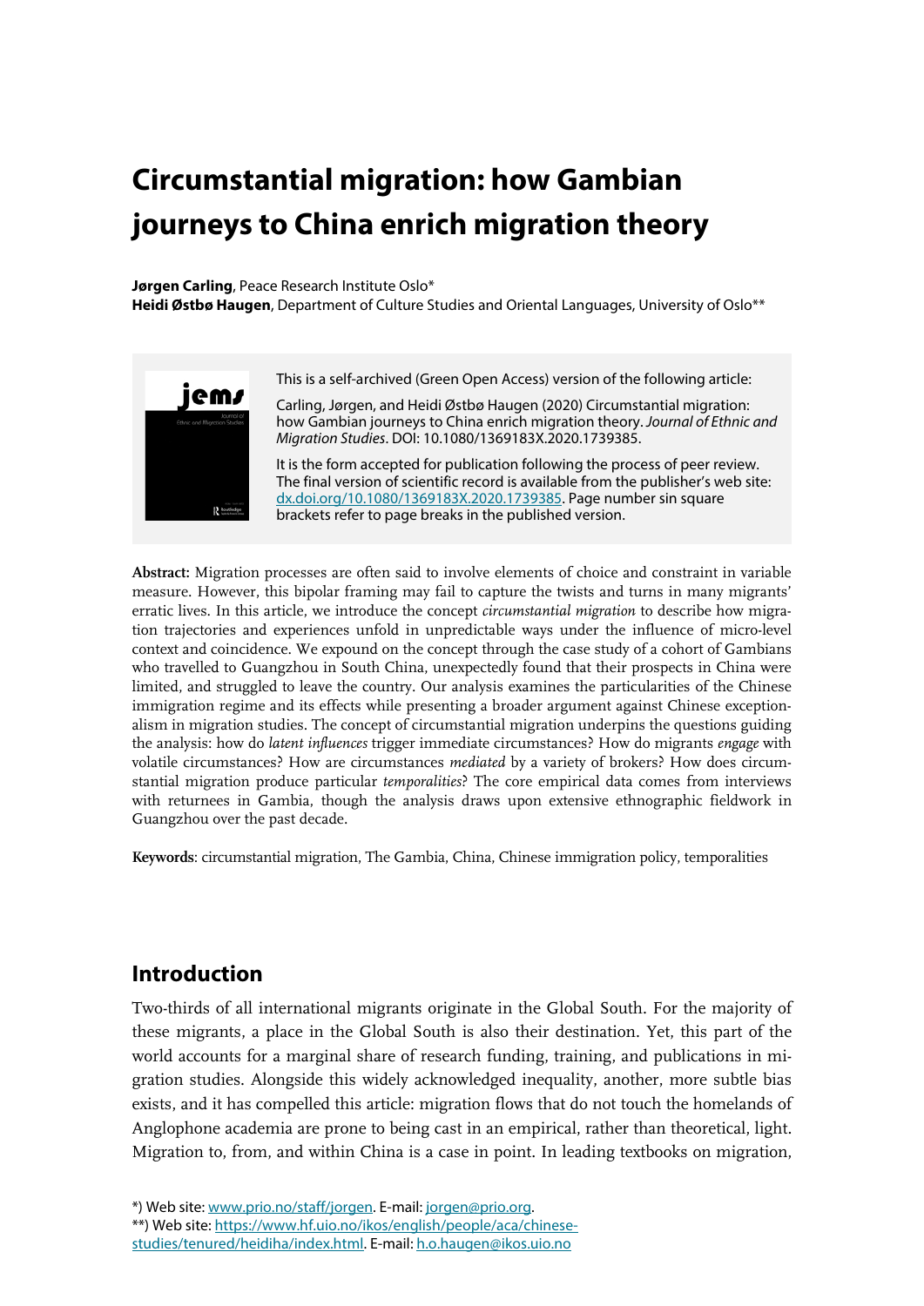# Circumstantial migration: how Gambian journeys to China enrich migration theory

**Jørgen Carling**, Peace Research Institute Oslo*
**Heidi Østbø Haugen**, Department of Culture Studies and Oriental Languages, University of Oslo**

This is a self-archived (Green Open Access) version of the following article:

Carling, Jørgen, and Heidi Østbø Haugen (2020) Circumstantial migration: how Gambian journeys to China enrich migration theory. *Journal of Ethnic and Migration Studies*. DOI: 10.1080/1369183X.2020.1739385.

It is the form accepted for publication following the process of peer review. The final version of scientific record is available from the publisher's web site: dx.doi.org/10.1080/1369183X.2020.1739385. Page number sin square brackets refer to page breaks in the published version.

**Abstract:** Migration processes are often said to involve elements of choice and constraint in variable measure. However, this bipolar framing may fail to capture the twists and turns in many migrants' erratic lives. In this article, we introduce the concept *circumstantial migration* to describe how migration trajectories and experiences unfold in unpredictable ways under the influence of micro-level context and coincidence. We expound on the concept through the case study of a cohort of Gambians who travelled to Guangzhou in South China, unexpectedly found that their prospects in China were limited, and struggled to leave the country. Our analysis examines the particularities of the Chinese immigration regime and its effects while presenting a broader argument against Chinese exceptionalism in migration studies. The concept of circumstantial migration underpins the questions guiding the analysis: how do *latent influences* trigger immediate circumstances? How do migrants *engage* with volatile circumstances? How are circumstances *mediated* by a variety of brokers? How does circumstantial migration produce particular *temporalities*? The core empirical data comes from interviews with returnees in Gambia, though the analysis draws upon extensive ethnographic fieldwork in Guangzhou over the past decade.

**Keywords**: circumstantial migration, The Gambia, China, Chinese immigration policy, temporalities

## Introduction

Two-thirds of all international migrants originate in the Global South. For the majority of these migrants, a place in the Global South is also their destination. Yet, this part of the world accounts for a marginal share of research funding, training, and publications in migration studies. Alongside this widely acknowledged inequality, another, more subtle bias exists, and it has compelled this article: migration flows that do not touch the homelands of Anglophone academia are prone to being cast in an empirical, rather than theoretical, light. Migration to, from, and within China is a case in point. In leading textbooks on migration,

*) Web site: www.prio.no/staff/jorgen. E-mail: jorgen@prio.org.
**) Web site: https://www.hf.uio.no/ikos/english/people/aca/chinese-studies/tenured/heidiha/index.html. E-mail: h.o.haugen@ikos.uio.no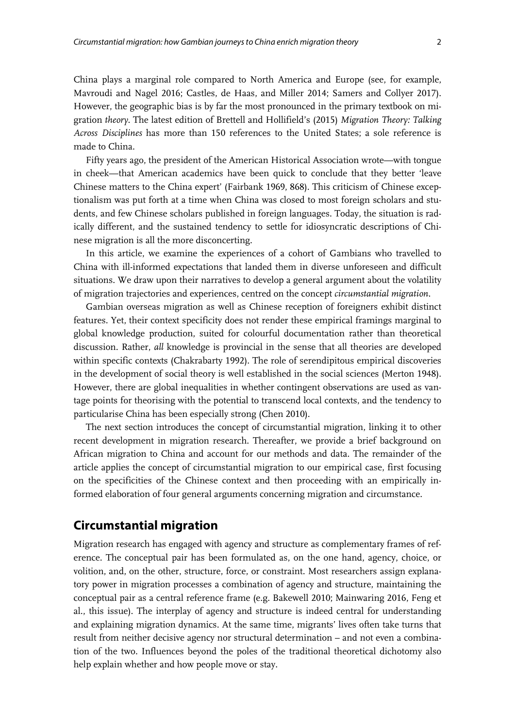China plays a marginal role compared to North America and Europe (see, for example, Mavroudi and Nagel 2016; Castles, de Haas, and Miller 2014; Samers and Collyer 2017). However, the geographic bias is by far the most pronounced in the primary textbook on migration *theory*. The latest edition of Brettell and Hollifield's (2015) *Migration Theory: Talking Across Disciplines* has more than 150 references to the United States; a sole reference is made to China.

Fifty years ago, the president of the American Historical Association wrote—with tongue in cheek—that American academics have been quick to conclude that they better 'leave Chinese matters to the China expert' (Fairbank 1969, 868). This criticism of Chinese exceptionalism was put forth at a time when China was closed to most foreign scholars and students, and few Chinese scholars published in foreign languages. Today, the situation is radically different, and the sustained tendency to settle for idiosyncratic descriptions of Chinese migration is all the more disconcerting.

In this article, we examine the experiences of a cohort of Gambians who travelled to China with ill-informed expectations that landed them in diverse unforeseen and difficult situations. We draw upon their narratives to develop a general argument about the volatility of migration trajectories and experiences, centred on the concept *circumstantial migration*.

Gambian overseas migration as well as Chinese reception of foreigners exhibit distinct features. Yet, their context specificity does not render these empirical framings marginal to global knowledge production, suited for colourful documentation rather than theoretical discussion. Rather, *all* knowledge is provincial in the sense that all theories are developed within specific contexts (Chakrabarty 1992). The role of serendipitous empirical discoveries in the development of social theory is well established in the social sciences (Merton 1948). However, there are global inequalities in whether contingent observations are used as vantage points for theorising with the potential to transcend local contexts, and the tendency to particularise China has been especially strong (Chen 2010).

The next section introduces the concept of circumstantial migration, linking it to other recent development in migration research. Thereafter, we provide a brief background on African migration to China and account for our methods and data. The remainder of the article applies the concept of circumstantial migration to our empirical case, first focusing on the specificities of the Chinese context and then proceeding with an empirically informed elaboration of four general arguments concerning migration and circumstance.

## Circumstantial migration

Migration research has engaged with agency and structure as complementary frames of reference. The conceptual pair has been formulated as, on the one hand, agency, choice, or volition, and, on the other, structure, force, or constraint. Most researchers assign explanatory power in migration processes a combination of agency and structure, maintaining the conceptual pair as a central reference frame (e.g. Bakewell 2010; Mainwaring 2016, Feng et al., this issue). The interplay of agency and structure is indeed central for understanding and explaining migration dynamics. At the same time, migrants' lives often take turns that result from neither decisive agency nor structural determination – and not even a combination of the two. Influences beyond the poles of the traditional theoretical dichotomy also help explain whether and how people move or stay.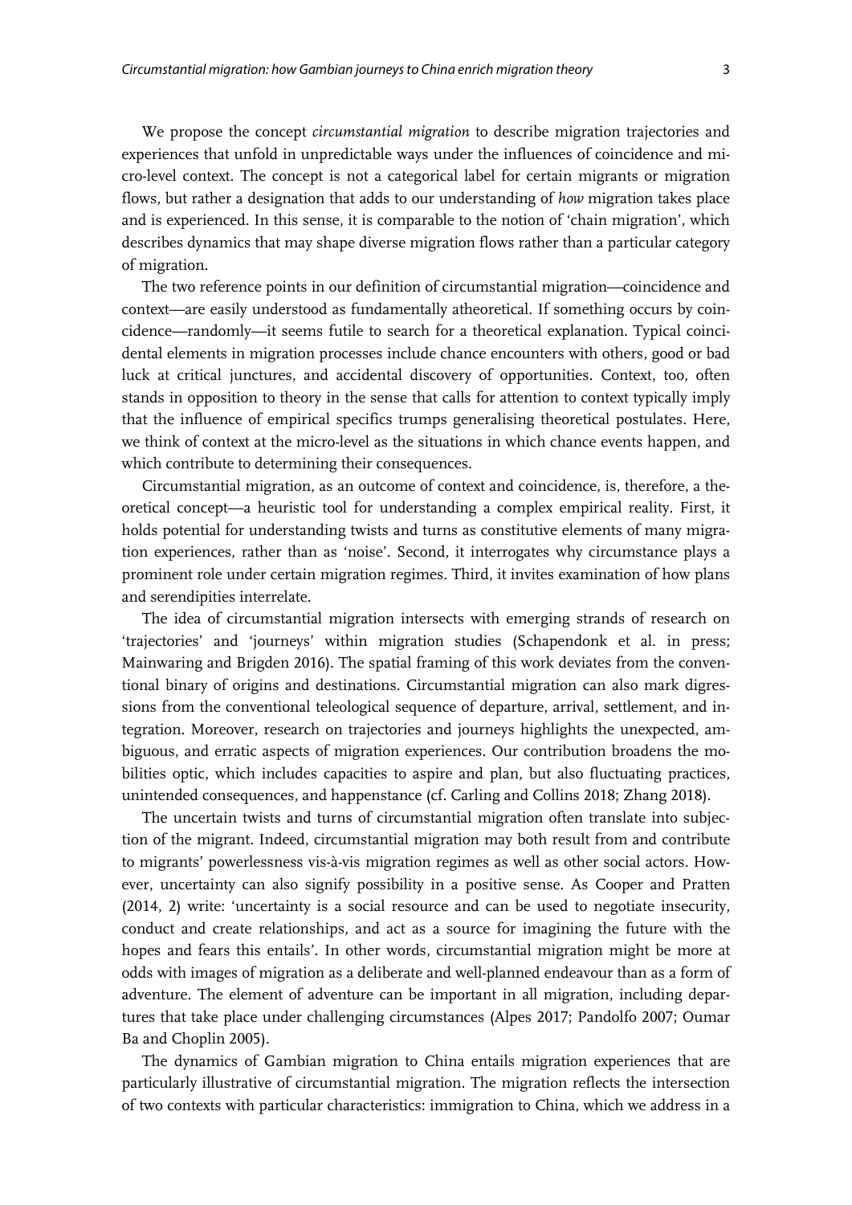We propose the concept *circumstantial migration* to describe migration trajectories and experiences that unfold in unpredictable ways under the influences of coincidence and micro-level context. The concept is not a categorical label for certain migrants or migration flows, but rather a designation that adds to our understanding of *how* migration takes place and is experienced. In this sense, it is comparable to the notion of 'chain migration', which describes dynamics that may shape diverse migration flows rather than a particular category of migration.

The two reference points in our definition of circumstantial migration—coincidence and context—are easily understood as fundamentally atheoretical. If something occurs by coincidence—randomly—it seems futile to search for a theoretical explanation. Typical coincidental elements in migration processes include chance encounters with others, good or bad luck at critical junctures, and accidental discovery of opportunities. Context, too, often stands in opposition to theory in the sense that calls for attention to context typically imply that the influence of empirical specifics trumps generalising theoretical postulates. Here, we think of context at the micro-level as the situations in which chance events happen, and which contribute to determining their consequences.

Circumstantial migration, as an outcome of context and coincidence, is, therefore, a theoretical concept—a heuristic tool for understanding a complex empirical reality. First, it holds potential for understanding twists and turns as constitutive elements of many migration experiences, rather than as 'noise'. Second, it interrogates why circumstance plays a prominent role under certain migration regimes. Third, it invites examination of how plans and serendipities interrelate.

The idea of circumstantial migration intersects with emerging strands of research on 'trajectories' and 'journeys' within migration studies (Schapendonk et al. in press; Mainwaring and Brigden 2016). The spatial framing of this work deviates from the conventional binary of origins and destinations. Circumstantial migration can also mark digressions from the conventional teleological sequence of departure, arrival, settlement, and integration. Moreover, research on trajectories and journeys highlights the unexpected, ambiguous, and erratic aspects of migration experiences. Our contribution broadens the mobilities optic, which includes capacities to aspire and plan, but also fluctuating practices, unintended consequences, and happenstance (cf. Carling and Collins 2018; Zhang 2018).

The uncertain twists and turns of circumstantial migration often translate into subjection of the migrant. Indeed, circumstantial migration may both result from and contribute to migrants' powerlessness vis-à-vis migration regimes as well as other social actors. However, uncertainty can also signify possibility in a positive sense. As Cooper and Pratten (2014, 2) write: 'uncertainty is a social resource and can be used to negotiate insecurity, conduct and create relationships, and act as a source for imagining the future with the hopes and fears this entails'. In other words, circumstantial migration might be more at odds with images of migration as a deliberate and well-planned endeavour than as a form of adventure. The element of adventure can be important in all migration, including departures that take place under challenging circumstances (Alpes 2017; Pandolfo 2007; Oumar Ba and Choplin 2005).

The dynamics of Gambian migration to China entails migration experiences that are particularly illustrative of circumstantial migration. The migration reflects the intersection of two contexts with particular characteristics: immigration to China, which we address in a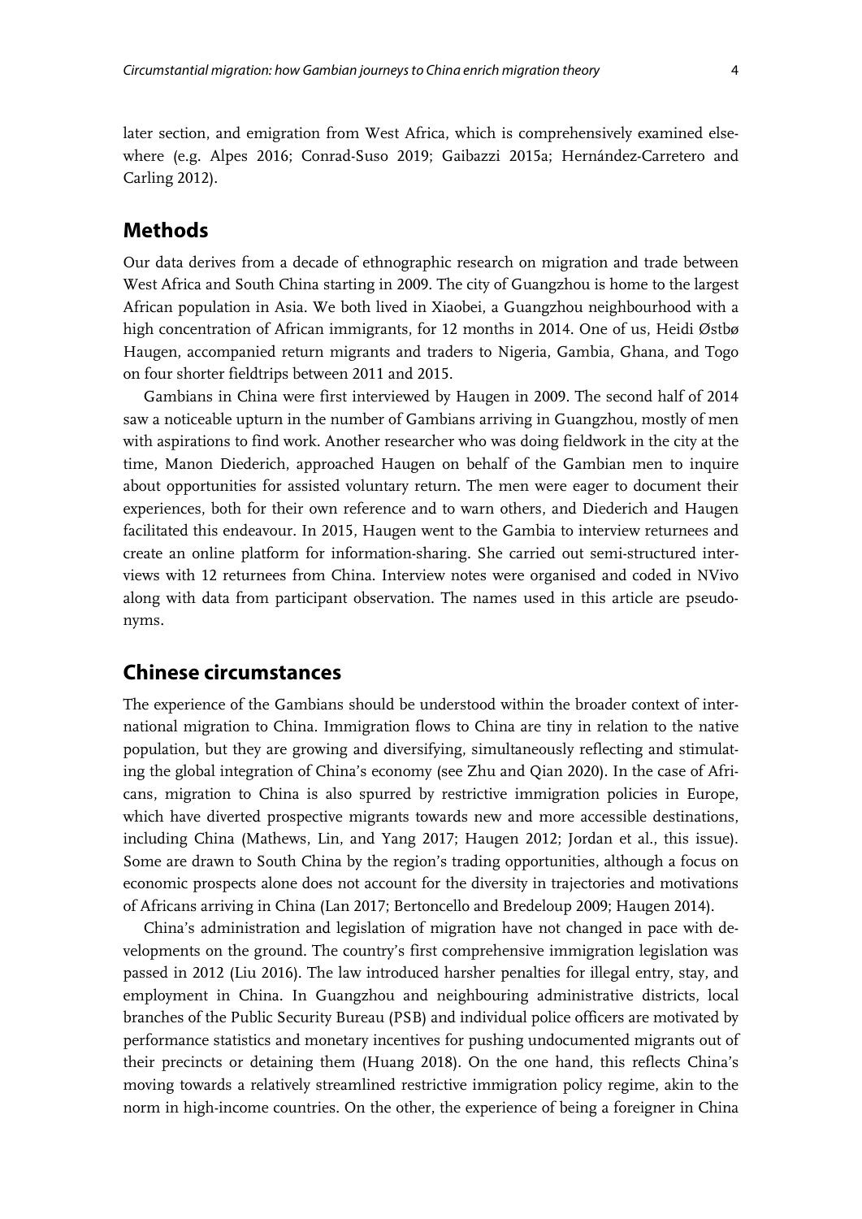later section, and emigration from West Africa, which is comprehensively examined elsewhere (e.g. Alpes 2016; Conrad-Suso 2019; Gaibazzi 2015a; Hernández-Carretero and Carling 2012).

## Methods

Our data derives from a decade of ethnographic research on migration and trade between West Africa and South China starting in 2009. The city of Guangzhou is home to the largest African population in Asia. We both lived in Xiaobei, a Guangzhou neighbourhood with a high concentration of African immigrants, for 12 months in 2014. One of us, Heidi Østbø Haugen, accompanied return migrants and traders to Nigeria, Gambia, Ghana, and Togo on four shorter fieldtrips between 2011 and 2015.

Gambians in China were first interviewed by Haugen in 2009. The second half of 2014 saw a noticeable upturn in the number of Gambians arriving in Guangzhou, mostly of men with aspirations to find work. Another researcher who was doing fieldwork in the city at the time, Manon Diederich, approached Haugen on behalf of the Gambian men to inquire about opportunities for assisted voluntary return. The men were eager to document their experiences, both for their own reference and to warn others, and Diederich and Haugen facilitated this endeavour. In 2015, Haugen went to the Gambia to interview returnees and create an online platform for information-sharing. She carried out semi-structured interviews with 12 returnees from China. Interview notes were organised and coded in NVivo along with data from participant observation. The names used in this article are pseudonyms.

## Chinese circumstances

The experience of the Gambians should be understood within the broader context of international migration to China. Immigration flows to China are tiny in relation to the native population, but they are growing and diversifying, simultaneously reflecting and stimulating the global integration of China's economy (see Zhu and Qian 2020). In the case of Africans, migration to China is also spurred by restrictive immigration policies in Europe, which have diverted prospective migrants towards new and more accessible destinations, including China (Mathews, Lin, and Yang 2017; Haugen 2012; Jordan et al., this issue). Some are drawn to South China by the region's trading opportunities, although a focus on economic prospects alone does not account for the diversity in trajectories and motivations of Africans arriving in China (Lan 2017; Bertoncello and Bredeloup 2009; Haugen 2014).

China's administration and legislation of migration have not changed in pace with developments on the ground. The country's first comprehensive immigration legislation was passed in 2012 (Liu 2016). The law introduced harsher penalties for illegal entry, stay, and employment in China. In Guangzhou and neighbouring administrative districts, local branches of the Public Security Bureau (PSB) and individual police officers are motivated by performance statistics and monetary incentives for pushing undocumented migrants out of their precincts or detaining them (Huang 2018). On the one hand, this reflects China's moving towards a relatively streamlined restrictive immigration policy regime, akin to the norm in high-income countries. On the other, the experience of being a foreigner in China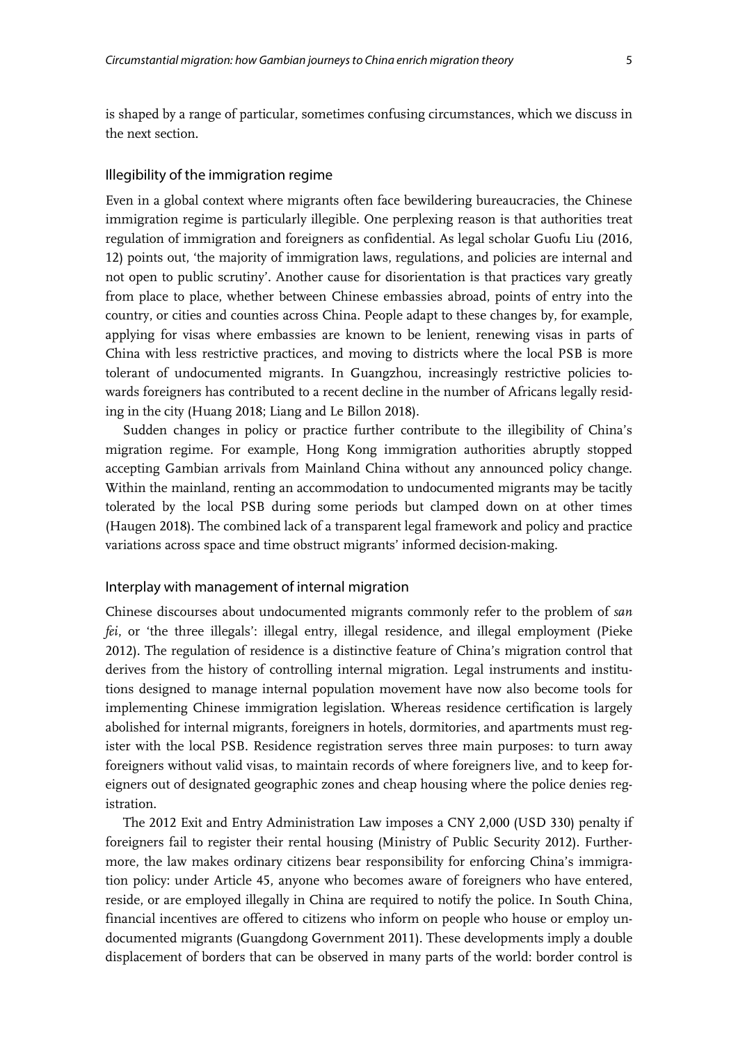is shaped by a range of particular, sometimes confusing circumstances, which we discuss in the next section.

## Illegibility of the immigration regime

Even in a global context where migrants often face bewildering bureaucracies, the Chinese immigration regime is particularly illegible. One perplexing reason is that authorities treat regulation of immigration and foreigners as confidential. As legal scholar Guofu Liu (2016, 12) points out, 'the majority of immigration laws, regulations, and policies are internal and not open to public scrutiny'. Another cause for disorientation is that practices vary greatly from place to place, whether between Chinese embassies abroad, points of entry into the country, or cities and counties across China. People adapt to these changes by, for example, applying for visas where embassies are known to be lenient, renewing visas in parts of China with less restrictive practices, and moving to districts where the local PSB is more tolerant of undocumented migrants. In Guangzhou, increasingly restrictive policies towards foreigners has contributed to a recent decline in the number of Africans legally residing in the city (Huang 2018; Liang and Le Billon 2018).

Sudden changes in policy or practice further contribute to the illegibility of China's migration regime. For example, Hong Kong immigration authorities abruptly stopped accepting Gambian arrivals from Mainland China without any announced policy change. Within the mainland, renting an accommodation to undocumented migrants may be tacitly tolerated by the local PSB during some periods but clamped down on at other times (Haugen 2018). The combined lack of a transparent legal framework and policy and practice variations across space and time obstruct migrants' informed decision-making.

## Interplay with management of internal migration

Chinese discourses about undocumented migrants commonly refer to the problem of *san fei*, or 'the three illegals': illegal entry, illegal residence, and illegal employment (Pieke 2012). The regulation of residence is a distinctive feature of China's migration control that derives from the history of controlling internal migration. Legal instruments and institutions designed to manage internal population movement have now also become tools for implementing Chinese immigration legislation. Whereas residence certification is largely abolished for internal migrants, foreigners in hotels, dormitories, and apartments must register with the local PSB. Residence registration serves three main purposes: to turn away foreigners without valid visas, to maintain records of where foreigners live, and to keep foreigners out of designated geographic zones and cheap housing where the police denies registration.

The 2012 Exit and Entry Administration Law imposes a CNY 2,000 (USD 330) penalty if foreigners fail to register their rental housing (Ministry of Public Security 2012). Furthermore, the law makes ordinary citizens bear responsibility for enforcing China's immigration policy: under Article 45, anyone who becomes aware of foreigners who have entered, reside, or are employed illegally in China are required to notify the police. In South China, financial incentives are offered to citizens who inform on people who house or employ undocumented migrants (Guangdong Government 2011). These developments imply a double displacement of borders that can be observed in many parts of the world: border control is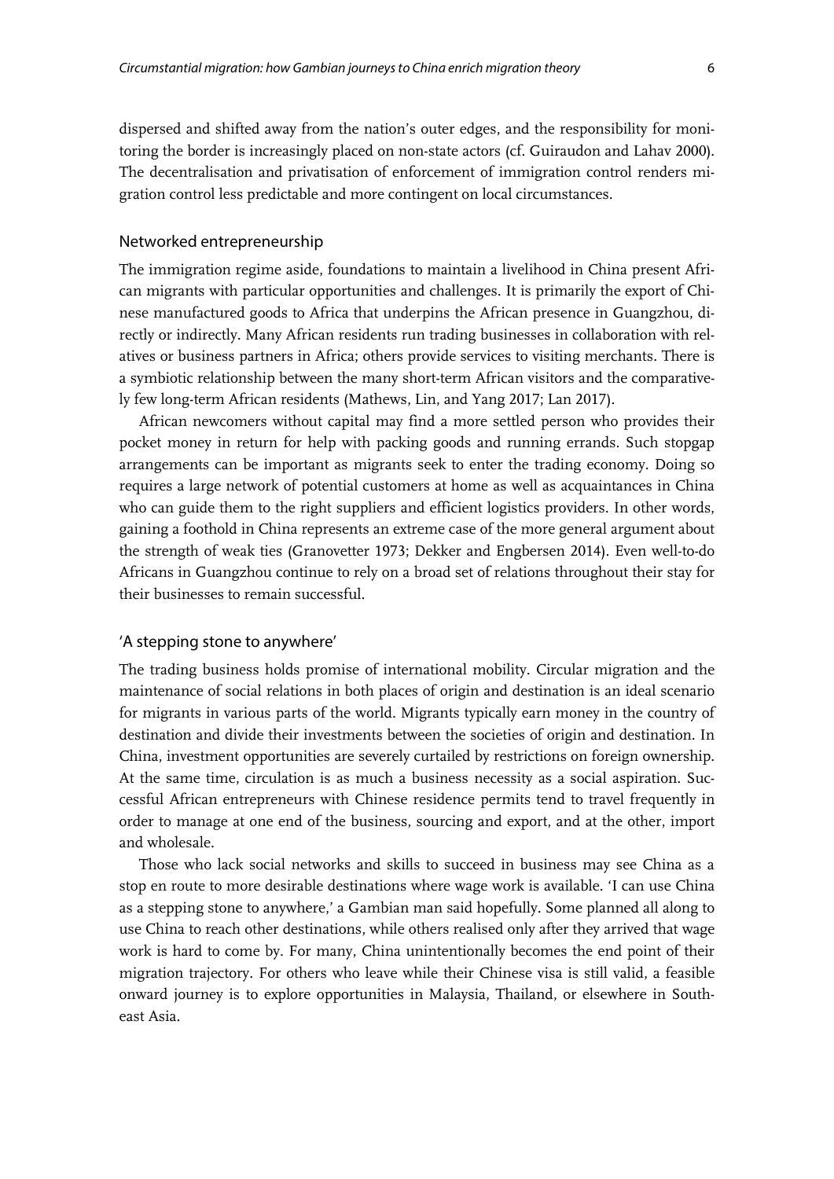dispersed and shifted away from the nation's outer edges, and the responsibility for monitoring the border is increasingly placed on non-state actors (cf. Guiraudon and Lahav 2000). The decentralisation and privatisation of enforcement of immigration control renders migration control less predictable and more contingent on local circumstances.

## Networked entrepreneurship

The immigration regime aside, foundations to maintain a livelihood in China present African migrants with particular opportunities and challenges. It is primarily the export of Chinese manufactured goods to Africa that underpins the African presence in Guangzhou, directly or indirectly. Many African residents run trading businesses in collaboration with relatives or business partners in Africa; others provide services to visiting merchants. There is a symbiotic relationship between the many short-term African visitors and the comparatively few long-term African residents (Mathews, Lin, and Yang 2017; Lan 2017).

African newcomers without capital may find a more settled person who provides their pocket money in return for help with packing goods and running errands. Such stopgap arrangements can be important as migrants seek to enter the trading economy. Doing so requires a large network of potential customers at home as well as acquaintances in China who can guide them to the right suppliers and efficient logistics providers. In other words, gaining a foothold in China represents an extreme case of the more general argument about the strength of weak ties (Granovetter 1973; Dekker and Engbersen 2014). Even well-to-do Africans in Guangzhou continue to rely on a broad set of relations throughout their stay for their businesses to remain successful.

## 'A stepping stone to anywhere'

The trading business holds promise of international mobility. Circular migration and the maintenance of social relations in both places of origin and destination is an ideal scenario for migrants in various parts of the world. Migrants typically earn money in the country of destination and divide their investments between the societies of origin and destination. In China, investment opportunities are severely curtailed by restrictions on foreign ownership. At the same time, circulation is as much a business necessity as a social aspiration. Successful African entrepreneurs with Chinese residence permits tend to travel frequently in order to manage at one end of the business, sourcing and export, and at the other, import and wholesale.

Those who lack social networks and skills to succeed in business may see China as a stop en route to more desirable destinations where wage work is available. 'I can use China as a stepping stone to anywhere,' a Gambian man said hopefully. Some planned all along to use China to reach other destinations, while others realised only after they arrived that wage work is hard to come by. For many, China unintentionally becomes the end point of their migration trajectory. For others who leave while their Chinese visa is still valid, a feasible onward journey is to explore opportunities in Malaysia, Thailand, or elsewhere in Southeast Asia.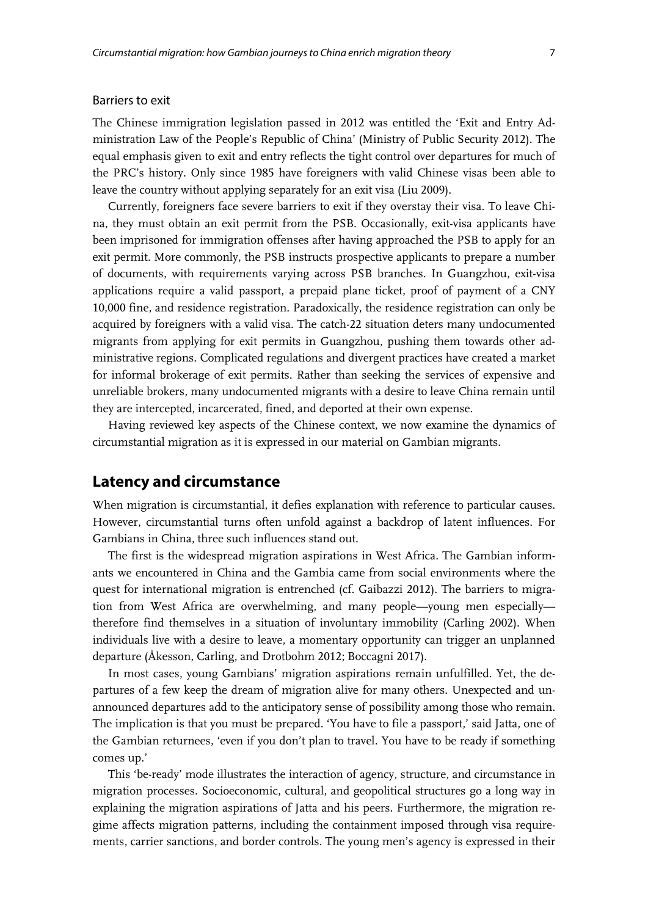### Barriers to exit

The Chinese immigration legislation passed in 2012 was entitled the 'Exit and Entry Administration Law of the People's Republic of China' (Ministry of Public Security 2012). The equal emphasis given to exit and entry reflects the tight control over departures for much of the PRC's history. Only since 1985 have foreigners with valid Chinese visas been able to leave the country without applying separately for an exit visa (Liu 2009).

Currently, foreigners face severe barriers to exit if they overstay their visa. To leave China, they must obtain an exit permit from the PSB. Occasionally, exit-visa applicants have been imprisoned for immigration offenses after having approached the PSB to apply for an exit permit. More commonly, the PSB instructs prospective applicants to prepare a number of documents, with requirements varying across PSB branches. In Guangzhou, exit-visa applications require a valid passport, a prepaid plane ticket, proof of payment of a CNY 10,000 fine, and residence registration. Paradoxically, the residence registration can only be acquired by foreigners with a valid visa. The catch-22 situation deters many undocumented migrants from applying for exit permits in Guangzhou, pushing them towards other administrative regions. Complicated regulations and divergent practices have created a market for informal brokerage of exit permits. Rather than seeking the services of expensive and unreliable brokers, many undocumented migrants with a desire to leave China remain until they are intercepted, incarcerated, fined, and deported at their own expense.

Having reviewed key aspects of the Chinese context, we now examine the dynamics of circumstantial migration as it is expressed in our material on Gambian migrants.

## Latency and circumstance

When migration is circumstantial, it defies explanation with reference to particular causes. However, circumstantial turns often unfold against a backdrop of latent influences. For Gambians in China, three such influences stand out.

The first is the widespread migration aspirations in West Africa. The Gambian informants we encountered in China and the Gambia came from social environments where the quest for international migration is entrenched (cf. Gaibazzi 2012). The barriers to migration from West Africa are overwhelming, and many people—young men especially—therefore find themselves in a situation of involuntary immobility (Carling 2002). When individuals live with a desire to leave, a momentary opportunity can trigger an unplanned departure (Åkesson, Carling, and Drotbohm 2012; Boccagni 2017).

In most cases, young Gambians' migration aspirations remain unfulfilled. Yet, the departures of a few keep the dream of migration alive for many others. Unexpected and unannounced departures add to the anticipatory sense of possibility among those who remain. The implication is that you must be prepared. 'You have to file a passport,' said Jatta, one of the Gambian returnees, 'even if you don't plan to travel. You have to be ready if something comes up.'

This 'be-ready' mode illustrates the interaction of agency, structure, and circumstance in migration processes. Socioeconomic, cultural, and geopolitical structures go a long way in explaining the migration aspirations of Jatta and his peers. Furthermore, the migration regime affects migration patterns, including the containment imposed through visa requirements, carrier sanctions, and border controls. The young men's agency is expressed in their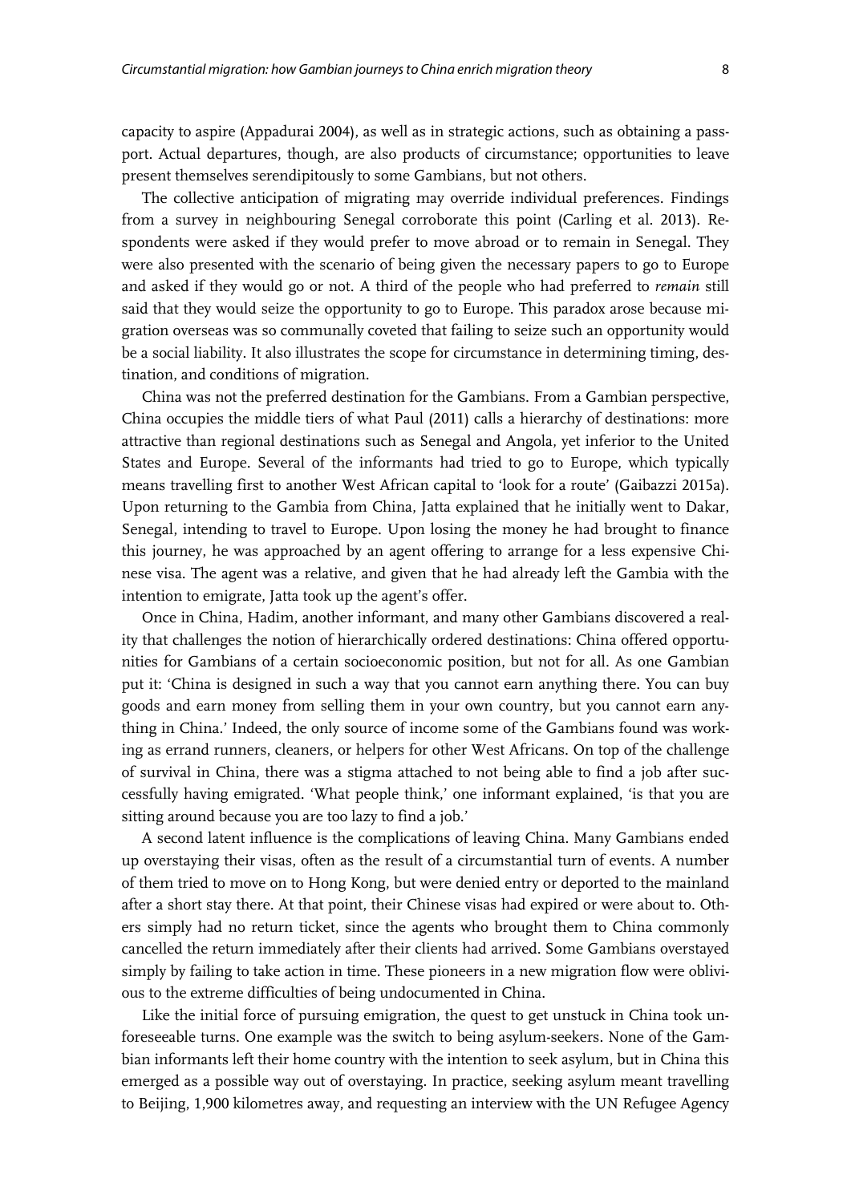capacity to aspire (Appadurai 2004), as well as in strategic actions, such as obtaining a passport. Actual departures, though, are also products of circumstance; opportunities to leave present themselves serendipitously to some Gambians, but not others.

The collective anticipation of migrating may override individual preferences. Findings from a survey in neighbouring Senegal corroborate this point (Carling et al. 2013). Respondents were asked if they would prefer to move abroad or to remain in Senegal. They were also presented with the scenario of being given the necessary papers to go to Europe and asked if they would go or not. A third of the people who had preferred to *remain* still said that they would seize the opportunity to go to Europe. This paradox arose because migration overseas was so communally coveted that failing to seize such an opportunity would be a social liability. It also illustrates the scope for circumstance in determining timing, destination, and conditions of migration.

China was not the preferred destination for the Gambians. From a Gambian perspective, China occupies the middle tiers of what Paul (2011) calls a hierarchy of destinations: more attractive than regional destinations such as Senegal and Angola, yet inferior to the United States and Europe. Several of the informants had tried to go to Europe, which typically means travelling first to another West African capital to 'look for a route' (Gaibazzi 2015a). Upon returning to the Gambia from China, Jatta explained that he initially went to Dakar, Senegal, intending to travel to Europe. Upon losing the money he had brought to finance this journey, he was approached by an agent offering to arrange for a less expensive Chinese visa. The agent was a relative, and given that he had already left the Gambia with the intention to emigrate, Jatta took up the agent's offer.

Once in China, Hadim, another informant, and many other Gambians discovered a reality that challenges the notion of hierarchically ordered destinations: China offered opportunities for Gambians of a certain socioeconomic position, but not for all. As one Gambian put it: 'China is designed in such a way that you cannot earn anything there. You can buy goods and earn money from selling them in your own country, but you cannot earn anything in China.' Indeed, the only source of income some of the Gambians found was working as errand runners, cleaners, or helpers for other West Africans. On top of the challenge of survival in China, there was a stigma attached to not being able to find a job after successfully having emigrated. 'What people think,' one informant explained, 'is that you are sitting around because you are too lazy to find a job.'

A second latent influence is the complications of leaving China. Many Gambians ended up overstaying their visas, often as the result of a circumstantial turn of events. A number of them tried to move on to Hong Kong, but were denied entry or deported to the mainland after a short stay there. At that point, their Chinese visas had expired or were about to. Others simply had no return ticket, since the agents who brought them to China commonly cancelled the return immediately after their clients had arrived. Some Gambians overstayed simply by failing to take action in time. These pioneers in a new migration flow were oblivious to the extreme difficulties of being undocumented in China.

Like the initial force of pursuing emigration, the quest to get unstuck in China took unforeseeable turns. One example was the switch to being asylum-seekers. None of the Gambian informants left their home country with the intention to seek asylum, but in China this emerged as a possible way out of overstaying. In practice, seeking asylum meant travelling to Beijing, 1,900 kilometres away, and requesting an interview with the UN Refugee Agency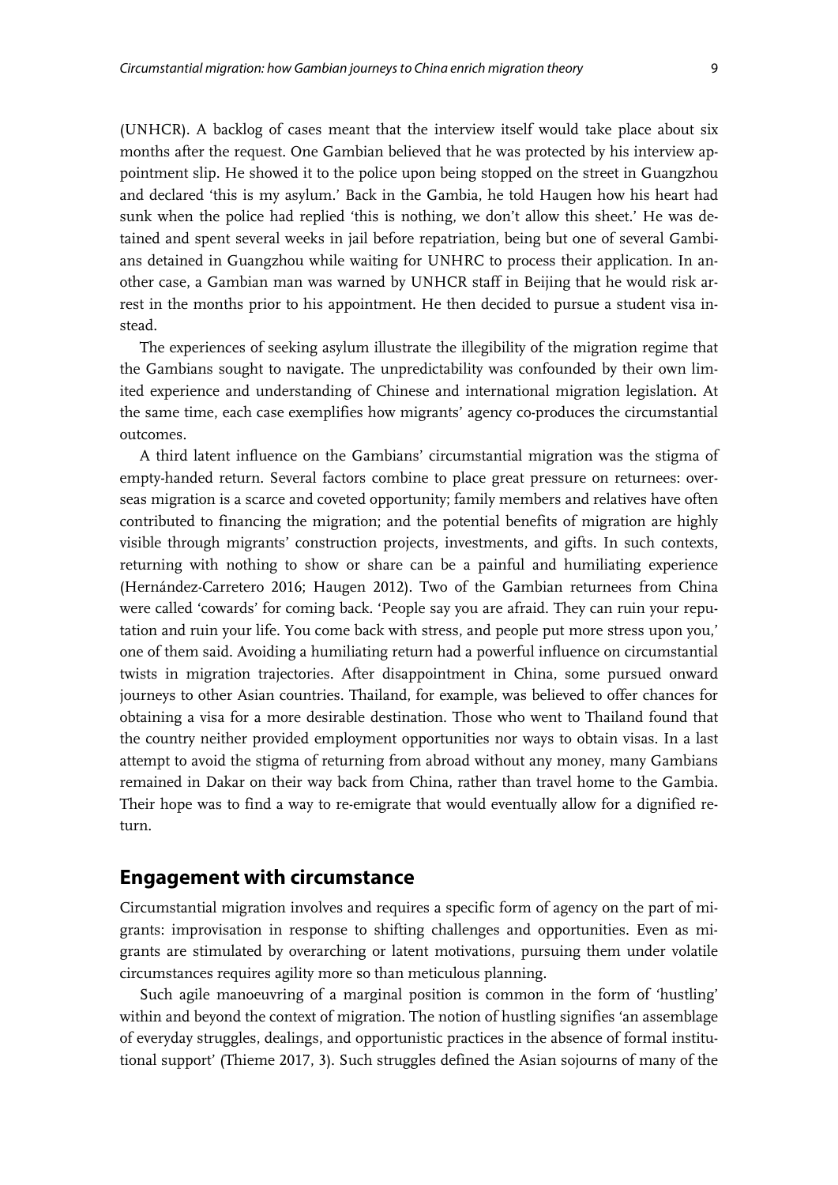(UNHCR). A backlog of cases meant that the interview itself would take place about six months after the request. One Gambian believed that he was protected by his interview appointment slip. He showed it to the police upon being stopped on the street in Guangzhou and declared 'this is my asylum.' Back in the Gambia, he told Haugen how his heart had sunk when the police had replied 'this is nothing, we don't allow this sheet.' He was detained and spent several weeks in jail before repatriation, being but one of several Gambians detained in Guangzhou while waiting for UNHRC to process their application. In another case, a Gambian man was warned by UNHCR staff in Beijing that he would risk arrest in the months prior to his appointment. He then decided to pursue a student visa instead.

The experiences of seeking asylum illustrate the illegibility of the migration regime that the Gambians sought to navigate. The unpredictability was confounded by their own limited experience and understanding of Chinese and international migration legislation. At the same time, each case exemplifies how migrants' agency co-produces the circumstantial outcomes.

A third latent influence on the Gambians' circumstantial migration was the stigma of empty-handed return. Several factors combine to place great pressure on returnees: overseas migration is a scarce and coveted opportunity; family members and relatives have often contributed to financing the migration; and the potential benefits of migration are highly visible through migrants' construction projects, investments, and gifts. In such contexts, returning with nothing to show or share can be a painful and humiliating experience (Hernández-Carretero 2016; Haugen 2012). Two of the Gambian returnees from China were called 'cowards' for coming back. 'People say you are afraid. They can ruin your reputation and ruin your life. You come back with stress, and people put more stress upon you,' one of them said. Avoiding a humiliating return had a powerful influence on circumstantial twists in migration trajectories. After disappointment in China, some pursued onward journeys to other Asian countries. Thailand, for example, was believed to offer chances for obtaining a visa for a more desirable destination. Those who went to Thailand found that the country neither provided employment opportunities nor ways to obtain visas. In a last attempt to avoid the stigma of returning from abroad without any money, many Gambians remained in Dakar on their way back from China, rather than travel home to the Gambia. Their hope was to find a way to re-emigrate that would eventually allow for a dignified return.

## Engagement with circumstance

Circumstantial migration involves and requires a specific form of agency on the part of migrants: improvisation in response to shifting challenges and opportunities. Even as migrants are stimulated by overarching or latent motivations, pursuing them under volatile circumstances requires agility more so than meticulous planning.

Such agile manoeuvring of a marginal position is common in the form of 'hustling' within and beyond the context of migration. The notion of hustling signifies 'an assemblage of everyday struggles, dealings, and opportunistic practices in the absence of formal institutional support' (Thieme 2017, 3). Such struggles defined the Asian sojourns of many of the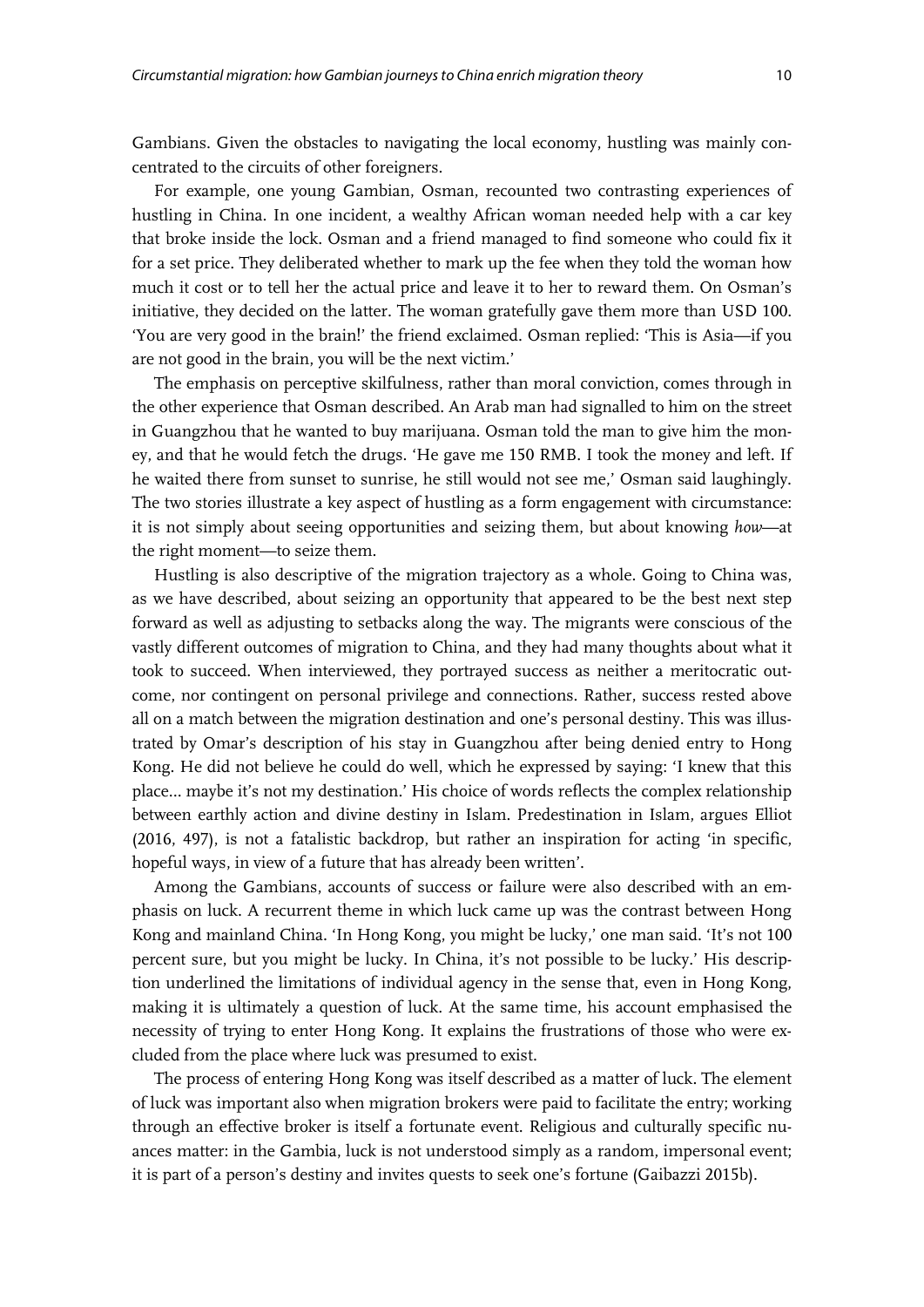Gambians. Given the obstacles to navigating the local economy, hustling was mainly concentrated to the circuits of other foreigners.

For example, one young Gambian, Osman, recounted two contrasting experiences of hustling in China. In one incident, a wealthy African woman needed help with a car key that broke inside the lock. Osman and a friend managed to find someone who could fix it for a set price. They deliberated whether to mark up the fee when they told the woman how much it cost or to tell her the actual price and leave it to her to reward them. On Osman's initiative, they decided on the latter. The woman gratefully gave them more than USD 100. 'You are very good in the brain!' the friend exclaimed. Osman replied: 'This is Asia—if you are not good in the brain, you will be the next victim.'

The emphasis on perceptive skilfulness, rather than moral conviction, comes through in the other experience that Osman described. An Arab man had signalled to him on the street in Guangzhou that he wanted to buy marijuana. Osman told the man to give him the money, and that he would fetch the drugs. 'He gave me 150 RMB. I took the money and left. If he waited there from sunset to sunrise, he still would not see me,' Osman said laughingly. The two stories illustrate a key aspect of hustling as a form engagement with circumstance: it is not simply about seeing opportunities and seizing them, but about knowing *how*—at the right moment—to seize them.

Hustling is also descriptive of the migration trajectory as a whole. Going to China was, as we have described, about seizing an opportunity that appeared to be the best next step forward as well as adjusting to setbacks along the way. The migrants were conscious of the vastly different outcomes of migration to China, and they had many thoughts about what it took to succeed. When interviewed, they portrayed success as neither a meritocratic outcome, nor contingent on personal privilege and connections. Rather, success rested above all on a match between the migration destination and one's personal destiny. This was illustrated by Omar's description of his stay in Guangzhou after being denied entry to Hong Kong. He did not believe he could do well, which he expressed by saying: 'I knew that this place... maybe it's not my destination.' His choice of words reflects the complex relationship between earthly action and divine destiny in Islam. Predestination in Islam, argues Elliot (2016, 497), is not a fatalistic backdrop, but rather an inspiration for acting 'in specific, hopeful ways, in view of a future that has already been written'.

Among the Gambians, accounts of success or failure were also described with an emphasis on luck. A recurrent theme in which luck came up was the contrast between Hong Kong and mainland China. 'In Hong Kong, you might be lucky,' one man said. 'It's not 100 percent sure, but you might be lucky. In China, it's not possible to be lucky.' His description underlined the limitations of individual agency in the sense that, even in Hong Kong, making it is ultimately a question of luck. At the same time, his account emphasised the necessity of trying to enter Hong Kong. It explains the frustrations of those who were excluded from the place where luck was presumed to exist.

The process of entering Hong Kong was itself described as a matter of luck. The element of luck was important also when migration brokers were paid to facilitate the entry; working through an effective broker is itself a fortunate event. Religious and culturally specific nuances matter: in the Gambia, luck is not understood simply as a random, impersonal event; it is part of a person's destiny and invites quests to seek one's fortune (Gaibazzi 2015b).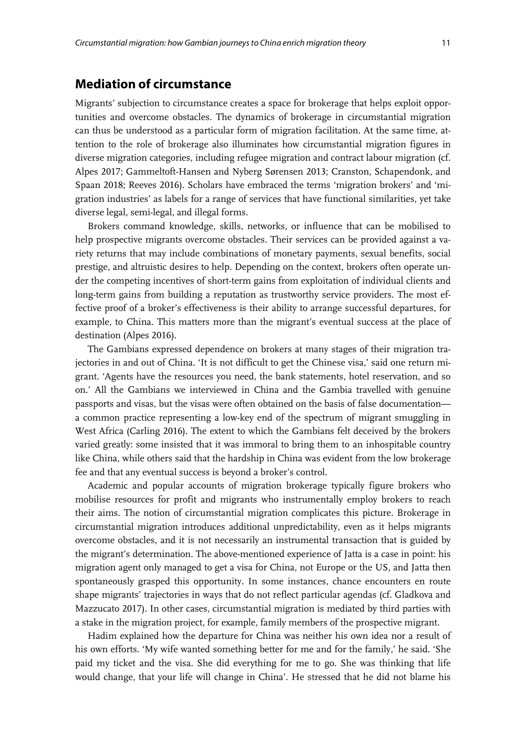## Mediation of circumstance

Migrants' subjection to circumstance creates a space for brokerage that helps exploit opportunities and overcome obstacles. The dynamics of brokerage in circumstantial migration can thus be understood as a particular form of migration facilitation. At the same time, attention to the role of brokerage also illuminates how circumstantial migration figures in diverse migration categories, including refugee migration and contract labour migration (cf. Alpes 2017; Gammeltoft-Hansen and Nyberg Sørensen 2013; Cranston, Schapendonk, and Spaan 2018; Reeves 2016). Scholars have embraced the terms 'migration brokers' and 'migration industries' as labels for a range of services that have functional similarities, yet take diverse legal, semi-legal, and illegal forms.

Brokers command knowledge, skills, networks, or influence that can be mobilised to help prospective migrants overcome obstacles. Their services can be provided against a variety returns that may include combinations of monetary payments, sexual benefits, social prestige, and altruistic desires to help. Depending on the context, brokers often operate under the competing incentives of short-term gains from exploitation of individual clients and long-term gains from building a reputation as trustworthy service providers. The most effective proof of a broker's effectiveness is their ability to arrange successful departures, for example, to China. This matters more than the migrant's eventual success at the place of destination (Alpes 2016).

The Gambians expressed dependence on brokers at many stages of their migration trajectories in and out of China. 'It is not difficult to get the Chinese visa,' said one return migrant. 'Agents have the resources you need, the bank statements, hotel reservation, and so on.' All the Gambians we interviewed in China and the Gambia travelled with genuine passports and visas, but the visas were often obtained on the basis of false documentation—a common practice representing a low-key end of the spectrum of migrant smuggling in West Africa (Carling 2016). The extent to which the Gambians felt deceived by the brokers varied greatly: some insisted that it was immoral to bring them to an inhospitable country like China, while others said that the hardship in China was evident from the low brokerage fee and that any eventual success is beyond a broker's control.

Academic and popular accounts of migration brokerage typically figure brokers who mobilise resources for profit and migrants who instrumentally employ brokers to reach their aims. The notion of circumstantial migration complicates this picture. Brokerage in circumstantial migration introduces additional unpredictability, even as it helps migrants overcome obstacles, and it is not necessarily an instrumental transaction that is guided by the migrant's determination. The above-mentioned experience of Jatta is a case in point: his migration agent only managed to get a visa for China, not Europe or the US, and Jatta then spontaneously grasped this opportunity. In some instances, chance encounters en route shape migrants' trajectories in ways that do not reflect particular agendas (cf. Gladkova and Mazzucato 2017). In other cases, circumstantial migration is mediated by third parties with a stake in the migration project, for example, family members of the prospective migrant.

Hadim explained how the departure for China was neither his own idea nor a result of his own efforts. 'My wife wanted something better for me and for the family,' he said. 'She paid my ticket and the visa. She did everything for me to go. She was thinking that life would change, that your life will change in China'. He stressed that he did not blame his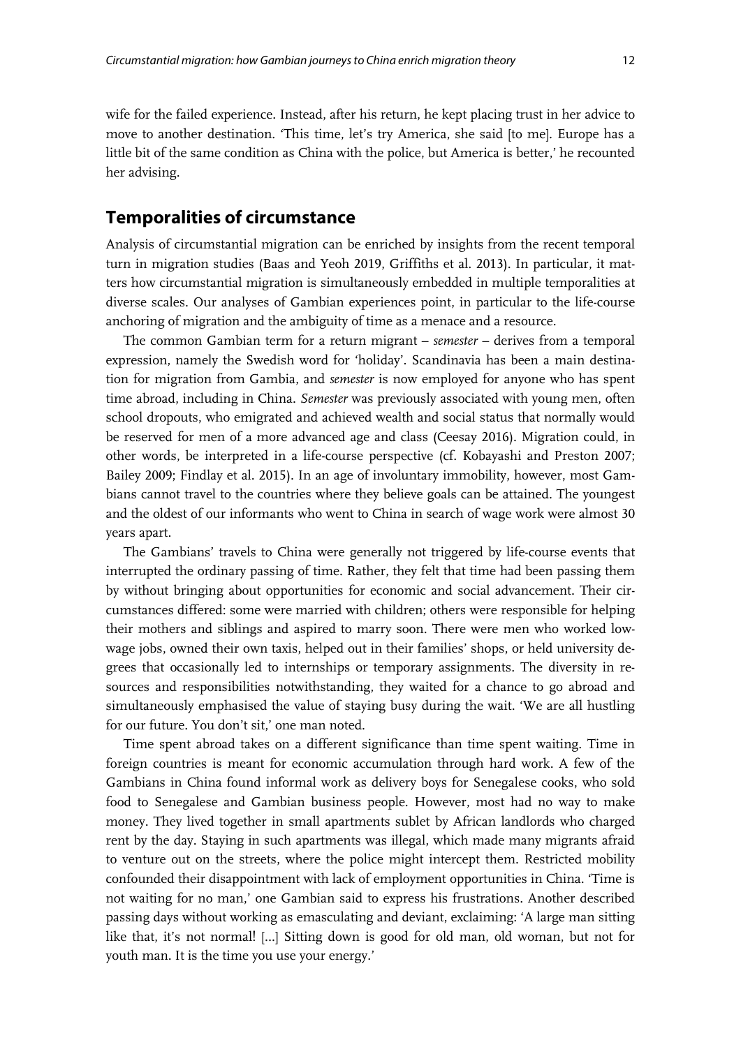wife for the failed experience. Instead, after his return, he kept placing trust in her advice to move to another destination. 'This time, let's try America, she said [to me]. Europe has a little bit of the same condition as China with the police, but America is better,' he recounted her advising.

## Temporalities of circumstance

Analysis of circumstantial migration can be enriched by insights from the recent temporal turn in migration studies (Baas and Yeoh 2019, Griffiths et al. 2013). In particular, it matters how circumstantial migration is simultaneously embedded in multiple temporalities at diverse scales. Our analyses of Gambian experiences point, in particular to the life-course anchoring of migration and the ambiguity of time as a menace and a resource.

The common Gambian term for a return migrant – *semester* – derives from a temporal expression, namely the Swedish word for 'holiday'. Scandinavia has been a main destination for migration from Gambia, and *semester* is now employed for anyone who has spent time abroad, including in China. *Semester* was previously associated with young men, often school dropouts, who emigrated and achieved wealth and social status that normally would be reserved for men of a more advanced age and class (Ceesay 2016). Migration could, in other words, be interpreted in a life-course perspective (cf. Kobayashi and Preston 2007; Bailey 2009; Findlay et al. 2015). In an age of involuntary immobility, however, most Gambians cannot travel to the countries where they believe goals can be attained. The youngest and the oldest of our informants who went to China in search of wage work were almost 30 years apart.

The Gambians' travels to China were generally not triggered by life-course events that interrupted the ordinary passing of time. Rather, they felt that time had been passing them by without bringing about opportunities for economic and social advancement. Their circumstances differed: some were married with children; others were responsible for helping their mothers and siblings and aspired to marry soon. There were men who worked low-wage jobs, owned their own taxis, helped out in their families' shops, or held university degrees that occasionally led to internships or temporary assignments. The diversity in resources and responsibilities notwithstanding, they waited for a chance to go abroad and simultaneously emphasised the value of staying busy during the wait. 'We are all hustling for our future. You don't sit,' one man noted.

Time spent abroad takes on a different significance than time spent waiting. Time in foreign countries is meant for economic accumulation through hard work. A few of the Gambians in China found informal work as delivery boys for Senegalese cooks, who sold food to Senegalese and Gambian business people. However, most had no way to make money. They lived together in small apartments sublet by African landlords who charged rent by the day. Staying in such apartments was illegal, which made many migrants afraid to venture out on the streets, where the police might intercept them. Restricted mobility confounded their disappointment with lack of employment opportunities in China. 'Time is not waiting for no man,' one Gambian said to express his frustrations. Another described passing days without working as emasculating and deviant, exclaiming: 'A large man sitting like that, it's not normal! [...] Sitting down is good for old man, old woman, but not for youth man. It is the time you use your energy.'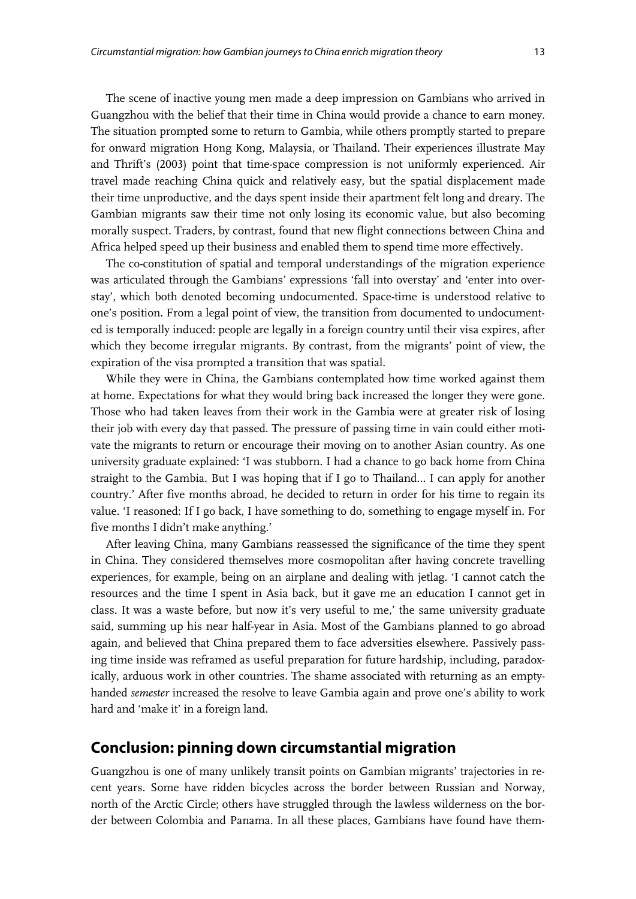The scene of inactive young men made a deep impression on Gambians who arrived in Guangzhou with the belief that their time in China would provide a chance to earn money. The situation prompted some to return to Gambia, while others promptly started to prepare for onward migration Hong Kong, Malaysia, or Thailand. Their experiences illustrate May and Thrift's (2003) point that time-space compression is not uniformly experienced. Air travel made reaching China quick and relatively easy, but the spatial displacement made their time unproductive, and the days spent inside their apartment felt long and dreary. The Gambian migrants saw their time not only losing its economic value, but also becoming morally suspect. Traders, by contrast, found that new flight connections between China and Africa helped speed up their business and enabled them to spend time more effectively.

The co-constitution of spatial and temporal understandings of the migration experience was articulated through the Gambians' expressions 'fall into overstay' and 'enter into overstay', which both denoted becoming undocumented. Space-time is understood relative to one's position. From a legal point of view, the transition from documented to undocumented is temporally induced: people are legally in a foreign country until their visa expires, after which they become irregular migrants. By contrast, from the migrants' point of view, the expiration of the visa prompted a transition that was spatial.

While they were in China, the Gambians contemplated how time worked against them at home. Expectations for what they would bring back increased the longer they were gone. Those who had taken leaves from their work in the Gambia were at greater risk of losing their job with every day that passed. The pressure of passing time in vain could either motivate the migrants to return or encourage their moving on to another Asian country. As one university graduate explained: 'I was stubborn. I had a chance to go back home from China straight to the Gambia. But I was hoping that if I go to Thailand... I can apply for another country.' After five months abroad, he decided to return in order for his time to regain its value. 'I reasoned: If I go back, I have something to do, something to engage myself in. For five months I didn't make anything.'

After leaving China, many Gambians reassessed the significance of the time they spent in China. They considered themselves more cosmopolitan after having concrete travelling experiences, for example, being on an airplane and dealing with jetlag. 'I cannot catch the resources and the time I spent in Asia back, but it gave me an education I cannot get in class. It was a waste before, but now it's very useful to me,' the same university graduate said, summing up his near half-year in Asia. Most of the Gambians planned to go abroad again, and believed that China prepared them to face adversities elsewhere. Passively passing time inside was reframed as useful preparation for future hardship, including, paradoxically, arduous work in other countries. The shame associated with returning as an empty-handed *semester* increased the resolve to leave Gambia again and prove one's ability to work hard and 'make it' in a foreign land.

## Conclusion: pinning down circumstantial migration

Guangzhou is one of many unlikely transit points on Gambian migrants' trajectories in recent years. Some have ridden bicycles across the border between Russian and Norway, north of the Arctic Circle; others have struggled through the lawless wilderness on the border between Colombia and Panama. In all these places, Gambians have found have them-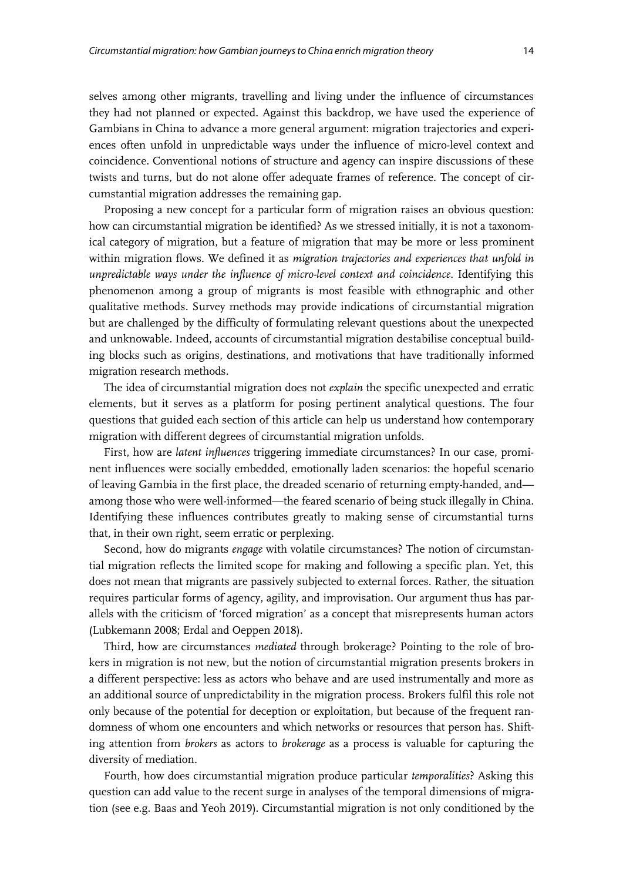selves among other migrants, travelling and living under the influence of circumstances they had not planned or expected. Against this backdrop, we have used the experience of Gambians in China to advance a more general argument: migration trajectories and experiences often unfold in unpredictable ways under the influence of micro-level context and coincidence. Conventional notions of structure and agency can inspire discussions of these twists and turns, but do not alone offer adequate frames of reference. The concept of circumstantial migration addresses the remaining gap.

Proposing a new concept for a particular form of migration raises an obvious question: how can circumstantial migration be identified? As we stressed initially, it is not a taxonomical category of migration, but a feature of migration that may be more or less prominent within migration flows. We defined it as *migration trajectories and experiences that unfold in unpredictable ways under the influence of micro-level context and coincidence*. Identifying this phenomenon among a group of migrants is most feasible with ethnographic and other qualitative methods. Survey methods may provide indications of circumstantial migration but are challenged by the difficulty of formulating relevant questions about the unexpected and unknowable. Indeed, accounts of circumstantial migration destabilise conceptual building blocks such as origins, destinations, and motivations that have traditionally informed migration research methods.

The idea of circumstantial migration does not *explain* the specific unexpected and erratic elements, but it serves as a platform for posing pertinent analytical questions. The four questions that guided each section of this article can help us understand how contemporary migration with different degrees of circumstantial migration unfolds.

First, how are *latent influences* triggering immediate circumstances? In our case, prominent influences were socially embedded, emotionally laden scenarios: the hopeful scenario of leaving Gambia in the first place, the dreaded scenario of returning empty-handed, and—among those who were well-informed—the feared scenario of being stuck illegally in China. Identifying these influences contributes greatly to making sense of circumstantial turns that, in their own right, seem erratic or perplexing.

Second, how do migrants *engage* with volatile circumstances? The notion of circumstantial migration reflects the limited scope for making and following a specific plan. Yet, this does not mean that migrants are passively subjected to external forces. Rather, the situation requires particular forms of agency, agility, and improvisation. Our argument thus has parallels with the criticism of 'forced migration' as a concept that misrepresents human actors (Lubkemann 2008; Erdal and Oeppen 2018).

Third, how are circumstances *mediated* through brokerage? Pointing to the role of brokers in migration is not new, but the notion of circumstantial migration presents brokers in a different perspective: less as actors who behave and are used instrumentally and more as an additional source of unpredictability in the migration process. Brokers fulfil this role not only because of the potential for deception or exploitation, but because of the frequent randomness of whom one encounters and which networks or resources that person has. Shifting attention from *brokers* as actors to *brokerage* as a process is valuable for capturing the diversity of mediation.

Fourth, how does circumstantial migration produce particular *temporalities*? Asking this question can add value to the recent surge in analyses of the temporal dimensions of migration (see e.g. Baas and Yeoh 2019). Circumstantial migration is not only conditioned by the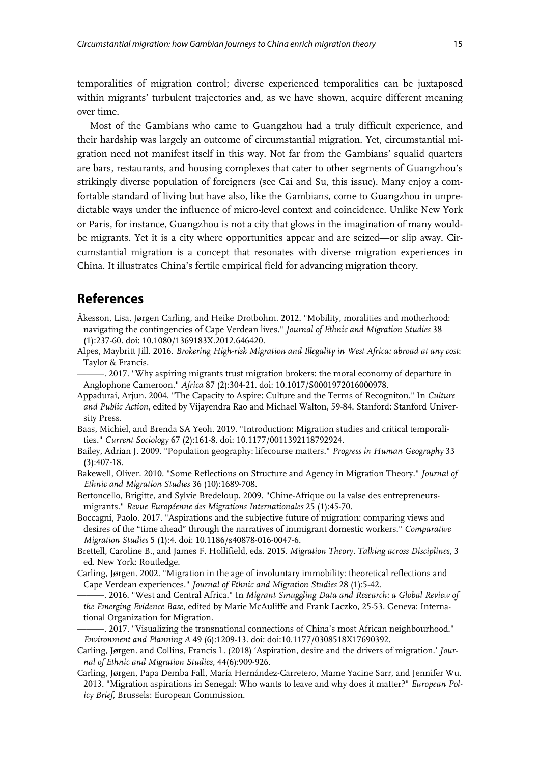temporalities of migration control; diverse experienced temporalities can be juxtaposed within migrants' turbulent trajectories and, as we have shown, acquire different meaning over time.

Most of the Gambians who came to Guangzhou had a truly difficult experience, and their hardship was largely an outcome of circumstantial migration. Yet, circumstantial migration need not manifest itself in this way. Not far from the Gambians' squalid quarters are bars, restaurants, and housing complexes that cater to other segments of Guangzhou's strikingly diverse population of foreigners (see Cai and Su, this issue). Many enjoy a comfortable standard of living but have also, like the Gambians, come to Guangzhou in unpredictable ways under the influence of micro-level context and coincidence. Unlike New York or Paris, for instance, Guangzhou is not a city that glows in the imagination of many would-be migrants. Yet it is a city where opportunities appear and are seized—or slip away. Circumstantial migration is a concept that resonates with diverse migration experiences in China. It illustrates China's fertile empirical field for advancing migration theory.

## References

Åkesson, Lisa, Jørgen Carling, and Heike Drotbohm. 2012. "Mobility, moralities and motherhood: navigating the contingencies of Cape Verdean lives." *Journal of Ethnic and Migration Studies* 38 (1):237-60. doi: 10.1080/1369183X.2012.646420.

Alpes, Maybritt Jill. 2016. *Brokering High-risk Migration and Illegality in West Africa: abroad at any cost*: Taylor & Francis.

———. 2017. "Why aspiring migrants trust migration brokers: the moral economy of departure in Anglophone Cameroon." *Africa* 87 (2):304-21. doi: 10.1017/S0001972016000978.

Appadurai, Arjun. 2004. "The Capacity to Aspire: Culture and the Terms of Recogniton." In *Culture and Public Action*, edited by Vijayendra Rao and Michael Walton, 59-84. Stanford: Stanford University Press.

Baas, Michiel, and Brenda SA Yeoh. 2019. "Introduction: Migration studies and critical temporalities." *Current Sociology* 67 (2):161-8. doi: 10.1177/0011392118792924.

Bailey, Adrian J. 2009. "Population geography: lifecourse matters." *Progress in Human Geography* 33 (3):407-18.

Bakewell, Oliver. 2010. "Some Reflections on Structure and Agency in Migration Theory." *Journal of Ethnic and Migration Studies* 36 (10):1689-708.

Bertoncello, Brigitte, and Sylvie Bredeloup. 2009. "Chine-Afrique ou la valse des entrepreneurs-migrants." *Revue Européenne des Migrations Internationales* 25 (1):45-70.

Boccagni, Paolo. 2017. "Aspirations and the subjective future of migration: comparing views and desires of the "time ahead" through the narratives of immigrant domestic workers." *Comparative Migration Studies* 5 (1):4. doi: 10.1186/s40878-016-0047-6.

Brettell, Caroline B., and James F. Hollifield, eds. 2015. *Migration Theory. Talking across Disciplines*, 3 ed. New York: Routledge.

Carling, Jørgen. 2002. "Migration in the age of involuntary immobility: theoretical reflections and Cape Verdean experiences." *Journal of Ethnic and Migration Studies* 28 (1):5-42.

———. 2016. "West and Central Africa." In *Migrant Smuggling Data and Research: a Global Review of the Emerging Evidence Base*, edited by Marie McAuliffe and Frank Laczko, 25-53. Geneva: International Organization for Migration.

———. 2017. "Visualizing the transnational connections of China's most African neighbourhood." *Environment and Planning A* 49 (6):1209-13. doi: doi:10.1177/0308518X17690392.

Carling, Jørgen. and Collins, Francis L. (2018) 'Aspiration, desire and the drivers of migration.' *Journal of Ethnic and Migration Studies,* 44(6):909-926.

Carling, Jørgen, Papa Demba Fall, María Hernández-Carretero, Mame Yacine Sarr, and Jennifer Wu. 2013. "Migration aspirations in Senegal: Who wants to leave and why does it matter?" *European Policy Brief*, Brussels: European Commission.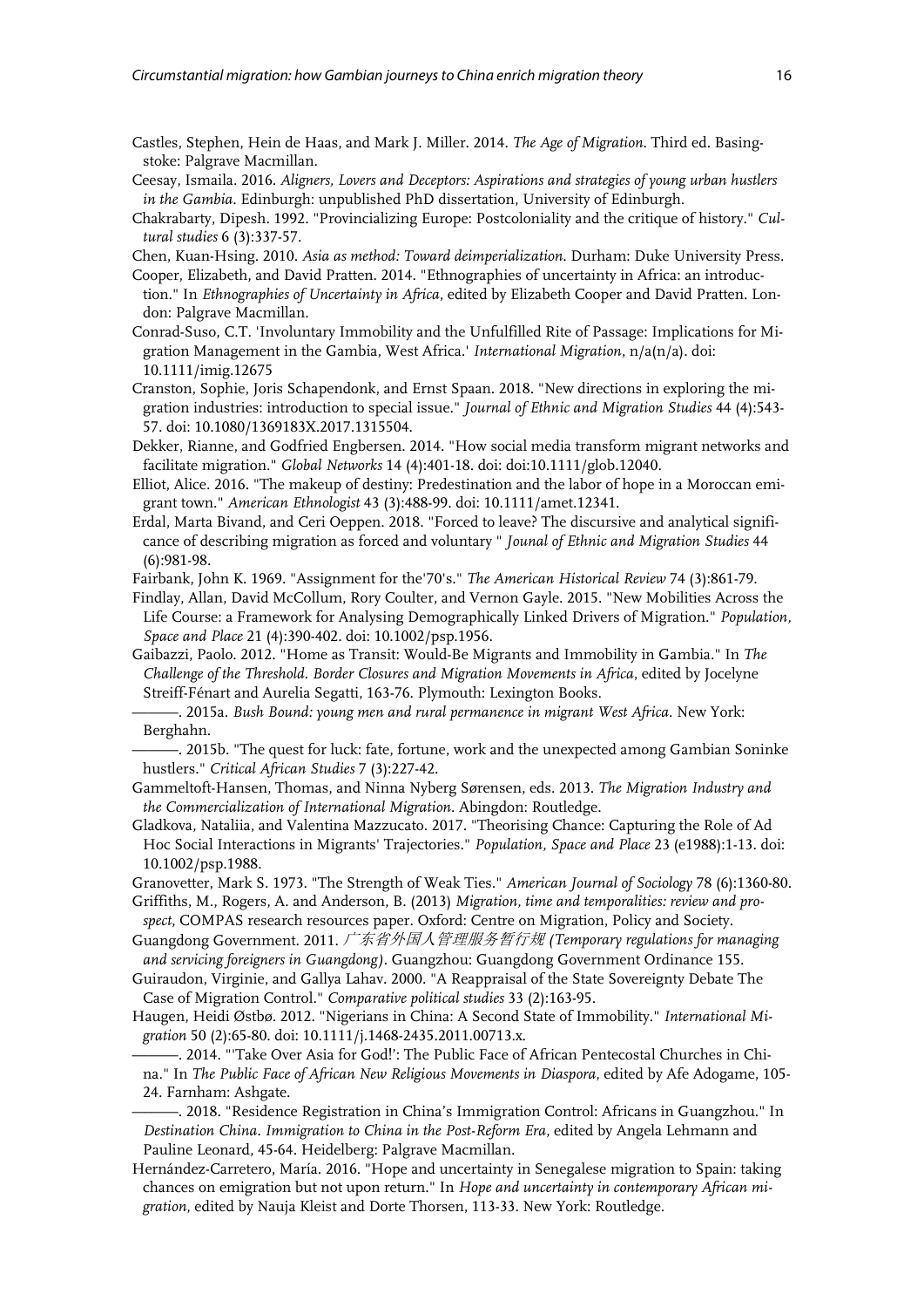Castles, Stephen, Hein de Haas, and Mark J. Miller. 2014. *The Age of Migration*. Third ed. Basingstoke: Palgrave Macmillan.

Ceesay, Ismaila. 2016. *Aligners, Lovers and Deceptors: Aspirations and strategies of young urban hustlers in the Gambia*. Edinburgh: unpublished PhD dissertation, University of Edinburgh.

Chakrabarty, Dipesh. 1992. "Provincializing Europe: Postcoloniality and the critique of history." *Cultural studies* 6 (3):337-57.

Chen, Kuan-Hsing. 2010. *Asia as method: Toward deimperialization*. Durham: Duke University Press.

Cooper, Elizabeth, and David Pratten. 2014. "Ethnographies of uncertainty in Africa: an introduction." In *Ethnographies of Uncertainty in Africa*, edited by Elizabeth Cooper and David Pratten. London: Palgrave Macmillan.

Conrad-Suso, C.T. 'Involuntary Immobility and the Unfulfilled Rite of Passage: Implications for Migration Management in the Gambia, West Africa.' *International Migration*, n/a(n/a). doi: 10.1111/imig.12675

Cranston, Sophie, Joris Schapendonk, and Ernst Spaan. 2018. "New directions in exploring the migration industries: introduction to special issue." *Journal of Ethnic and Migration Studies* 44 (4):543-57. doi: 10.1080/1369183X.2017.1315504.

Dekker, Rianne, and Godfried Engbersen. 2014. "How social media transform migrant networks and facilitate migration." *Global Networks* 14 (4):401-18. doi: doi:10.1111/glob.12040.

Elliot, Alice. 2016. "The makeup of destiny: Predestination and the labor of hope in a Moroccan emigrant town." *American Ethnologist* 43 (3):488-99. doi: 10.1111/amet.12341.

Erdal, Marta Bivand, and Ceri Oeppen. 2018. "Forced to leave? The discursive and analytical significance of describing migration as forced and voluntary " *Jounal of Ethnic and Migration Studies* 44 (6):981-98.

Fairbank, John K. 1969. "Assignment for the'70's." *The American Historical Review* 74 (3):861-79.

Findlay, Allan, David McCollum, Rory Coulter, and Vernon Gayle. 2015. "New Mobilities Across the Life Course: a Framework for Analysing Demographically Linked Drivers of Migration." *Population, Space and Place* 21 (4):390-402. doi: 10.1002/psp.1956.

Gaibazzi, Paolo. 2012. "Home as Transit: Would-Be Migrants and Immobility in Gambia." In *The Challenge of the Threshold. Border Closures and Migration Movements in Africa*, edited by Jocelyne Streiff-Fénart and Aurelia Segatti, 163-76. Plymouth: Lexington Books.

———. 2015a. *Bush Bound: young men and rural permanence in migrant West Africa*. New York: Berghahn.

———. 2015b. "The quest for luck: fate, fortune, work and the unexpected among Gambian Soninke hustlers." *Critical African Studies* 7 (3):227-42.

Gammeltoft-Hansen, Thomas, and Ninna Nyberg Sørensen, eds. 2013. *The Migration Industry and the Commercialization of International Migration*. Abingdon: Routledge.

Gladkova, Nataliia, and Valentina Mazzucato. 2017. "Theorising Chance: Capturing the Role of Ad Hoc Social Interactions in Migrants' Trajectories." *Population, Space and Place* 23 (e1988):1-13. doi: 10.1002/psp.1988.

Granovetter, Mark S. 1973. "The Strength of Weak Ties." *American Journal of Sociology* 78 (6):1360-80.

Griffiths, M., Rogers, A. and Anderson, B. (2013) *Migration, time and temporalities: review and prospect*, COMPAS research resources paper. Oxford: Centre on Migration, Policy and Society.

Guangdong Government. 2011. *广东省外国人管理服务暂行规 (Temporary regulations for managing and servicing foreigners in Guangdong)*. Guangzhou: Guangdong Government Ordinance 155.

Guiraudon, Virginie, and Gallya Lahav. 2000. "A Reappraisal of the State Sovereignty Debate The Case of Migration Control." *Comparative political studies* 33 (2):163-95.

Haugen, Heidi Østbø. 2012. "Nigerians in China: A Second State of Immobility." *International Migration* 50 (2):65-80. doi: 10.1111/j.1468-2435.2011.00713.x.

———. 2014. "'Take Over Asia for God!': The Public Face of African Pentecostal Churches in China." In *The Public Face of African New Religious Movements in Diaspora*, edited by Afe Adogame, 105-24. Farnham: Ashgate.

———. 2018. "Residence Registration in China's Immigration Control: Africans in Guangzhou." In *Destination China. Immigration to China in the Post-Reform Era*, edited by Angela Lehmann and Pauline Leonard, 45-64. Heidelberg: Palgrave Macmillan.

Hernández-Carretero, María. 2016. "Hope and uncertainty in Senegalese migration to Spain: taking chances on emigration but not upon return." In *Hope and uncertainty in contemporary African migration*, edited by Nauja Kleist and Dorte Thorsen, 113-33. New York: Routledge.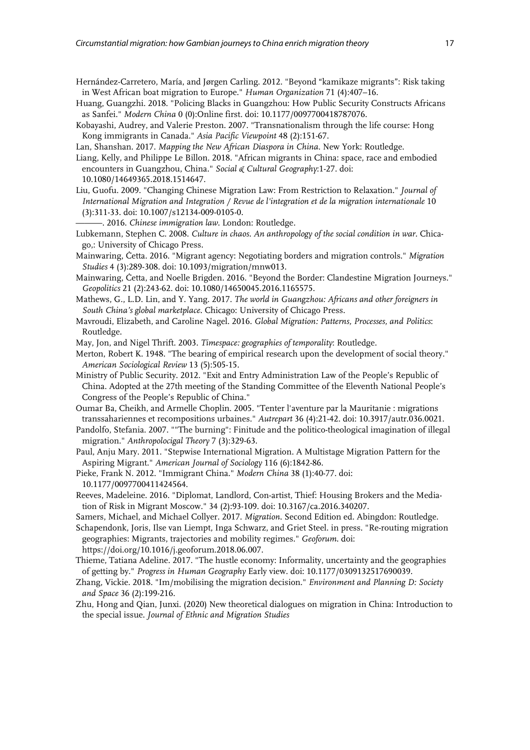Hernández-Carretero, María, and Jørgen Carling. 2012. "Beyond "kamikaze migrants": Risk taking in West African boat migration to Europe." *Human Organization* 71 (4):407–16.

Huang, Guangzhi. 2018. "Policing Blacks in Guangzhou: How Public Security Constructs Africans as Sanfei." *Modern China* 0 (0):Online first. doi: 10.1177/0097700418787076.

Kobayashi, Audrey, and Valerie Preston. 2007. "Transnationalism through the life course: Hong Kong immigrants in Canada." *Asia Pacific Viewpoint* 48 (2):151-67.

Lan, Shanshan. 2017. *Mapping the New African Diaspora in China*. New York: Routledge.

Liang, Kelly, and Philippe Le Billon. 2018. "African migrants in China: space, race and embodied encounters in Guangzhou, China." *Social & Cultural Geography*:1-27. doi: 10.1080/14649365.2018.1514647.

Liu, Guofu. 2009. "Changing Chinese Migration Law: From Restriction to Relaxation." *Journal of International Migration and Integration / Revue de l'integration et de la migration internationale* 10 (3):311-33. doi: 10.1007/s12134-009-0105-0.

———. 2016. *Chinese immigration law*. London: Routledge.

Lubkemann, Stephen C. 2008. *Culture in chaos. An anthropology of the social condition in war*. Chicago,: University of Chicago Press.

Mainwaring, Ċetta. 2016. "Migrant agency: Negotiating borders and migration controls." *Migration Studies* 4 (3):289-308. doi: 10.1093/migration/mnw013.

Mainwaring, Ċetta, and Noelle Brigden. 2016. "Beyond the Border: Clandestine Migration Journeys." *Geopolitics* 21 (2):243-62. doi: 10.1080/14650045.2016.1165575.

Mathews, G., L.D. Lin, and Y. Yang. 2017. *The world in Guangzhou: Africans and other foreigners in South China's global marketplace*. Chicago: University of Chicago Press.

Mavroudi, Elizabeth, and Caroline Nagel. 2016. *Global Migration: Patterns, Processes, and Politics*: Routledge.

May, Jon, and Nigel Thrift. 2003. *Timespace: geographies of temporality*: Routledge.

Merton, Robert K. 1948. "The bearing of empirical research upon the development of social theory." *American Sociological Review* 13 (5):505-15.

Ministry of Public Security. 2012. "Exit and Entry Administration Law of the People's Republic of China. Adopted at the 27th meeting of the Standing Committee of the Eleventh National People's Congress of the People's Republic of China."

Oumar Ba, Cheikh, and Armelle Choplin. 2005. "Tenter l'aventure par la Mauritanie : migrations transsahariennes et recompositions urbaines." *Autrepart* 36 (4):21-42. doi: 10.3917/autr.036.0021.

Pandolfo, Stefania. 2007. ""The burning": Finitude and the politico-theological imagination of illegal migration." *Anthropolocigal Theory* 7 (3):329-63.

Paul, Anju Mary. 2011. "Stepwise International Migration. A Multistage Migration Pattern for the Aspiring Migrant." *American Journal of Sociology* 116 (6):1842-86.

Pieke, Frank N. 2012. "Immigrant China." *Modern China* 38 (1):40-77. doi: 10.1177/0097700411424564.

Reeves, Madeleine. 2016. "Diplomat, Landlord, Con-artist, Thief: Housing Brokers and the Mediation of Risk in Migrant Moscow." 34 (2):93-109. doi: 10.3167/ca.2016.340207.

Samers, Michael, and Michael Collyer. 2017. *Migration*. Second Edition ed. Abingdon: Routledge.

Schapendonk, Joris, Ilse van Liempt, Inga Schwarz, and Griet Steel. in press. "Re-routing migration geographies: Migrants, trajectories and mobility regimes." *Geoforum*. doi: https://doi.org/10.1016/j.geoforum.2018.06.007.

Thieme, Tatiana Adeline. 2017. "The hustle economy: Informality, uncertainty and the geographies of getting by." *Progress in Human Geography* Early view. doi: 10.1177/0309132517690039.

Zhang, Vickie. 2018. "Im/mobilising the migration decision." *Environment and Planning D: Society and Space* 36 (2):199-216.

Zhu, Hong and Qian, Junxi. (2020) New theoretical dialogues on migration in China: Introduction to the special issue. *Journal of Ethnic and Migration Studies*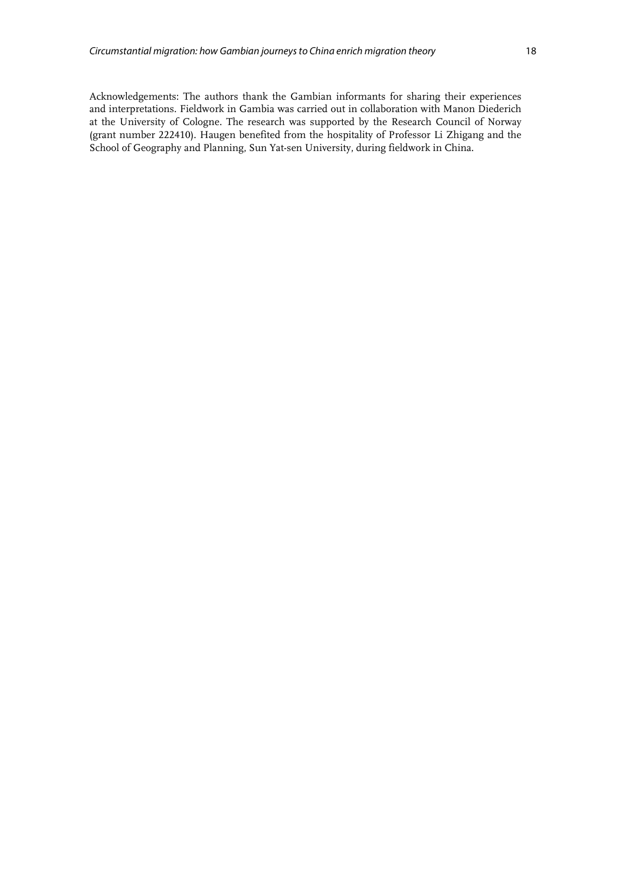Acknowledgements: The authors thank the Gambian informants for sharing their experiences and interpretations. Fieldwork in Gambia was carried out in collaboration with Manon Diederich at the University of Cologne. The research was supported by the Research Council of Norway (grant number 222410). Haugen benefited from the hospitality of Professor Li Zhigang and the School of Geography and Planning, Sun Yat-sen University, during fieldwork in China.